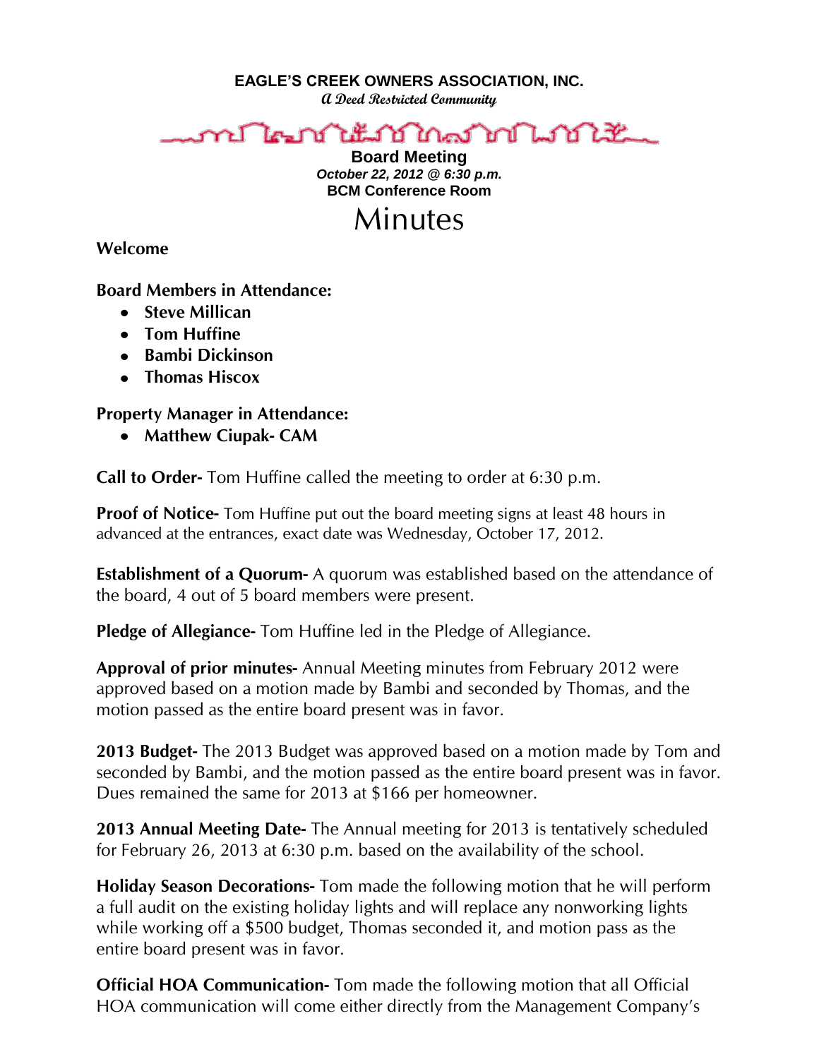**EAGLE'S CREEK OWNERS ASSOCIATION, INC.**

*A Deed Restricted Community*

**Board Meeting**

***October 22, 2012 @ 6:30 p.m.***

**BCM Conference Room**

# Minutes

**Welcome**

**Board Members in Attendance:**

- **Steve Millican**
- **Tom Huffine**
- **Bambi Dickinson**
- **Thomas Hiscox**

**Property Manager in Attendance:**

- **Matthew Ciupak- CAM**

**Call to Order-** Tom Huffine called the meeting to order at 6:30 p.m.

**Proof of Notice-** Tom Huffine put out the board meeting signs at least 48 hours in advanced at the entrances, exact date was Wednesday, October 17, 2012.

**Establishment of a Quorum-** A quorum was established based on the attendance of the board, 4 out of 5 board members were present.

**Pledge of Allegiance-** Tom Huffine led in the Pledge of Allegiance.

**Approval of prior minutes-** Annual Meeting minutes from February 2012 were approved based on a motion made by Bambi and seconded by Thomas, and the motion passed as the entire board present was in favor.

**2013 Budget-** The 2013 Budget was approved based on a motion made by Tom and seconded by Bambi, and the motion passed as the entire board present was in favor. Dues remained the same for 2013 at $166 per homeowner.

**2013 Annual Meeting Date-** The Annual meeting for 2013 is tentatively scheduled for February 26, 2013 at 6:30 p.m. based on the availability of the school.

**Holiday Season Decorations-** Tom made the following motion that he will perform a full audit on the existing holiday lights and will replace any nonworking lights while working off a $500 budget, Thomas seconded it, and motion pass as the entire board present was in favor.

**Official HOA Communication-** Tom made the following motion that all Official HOA communication will come either directly from the Management Company's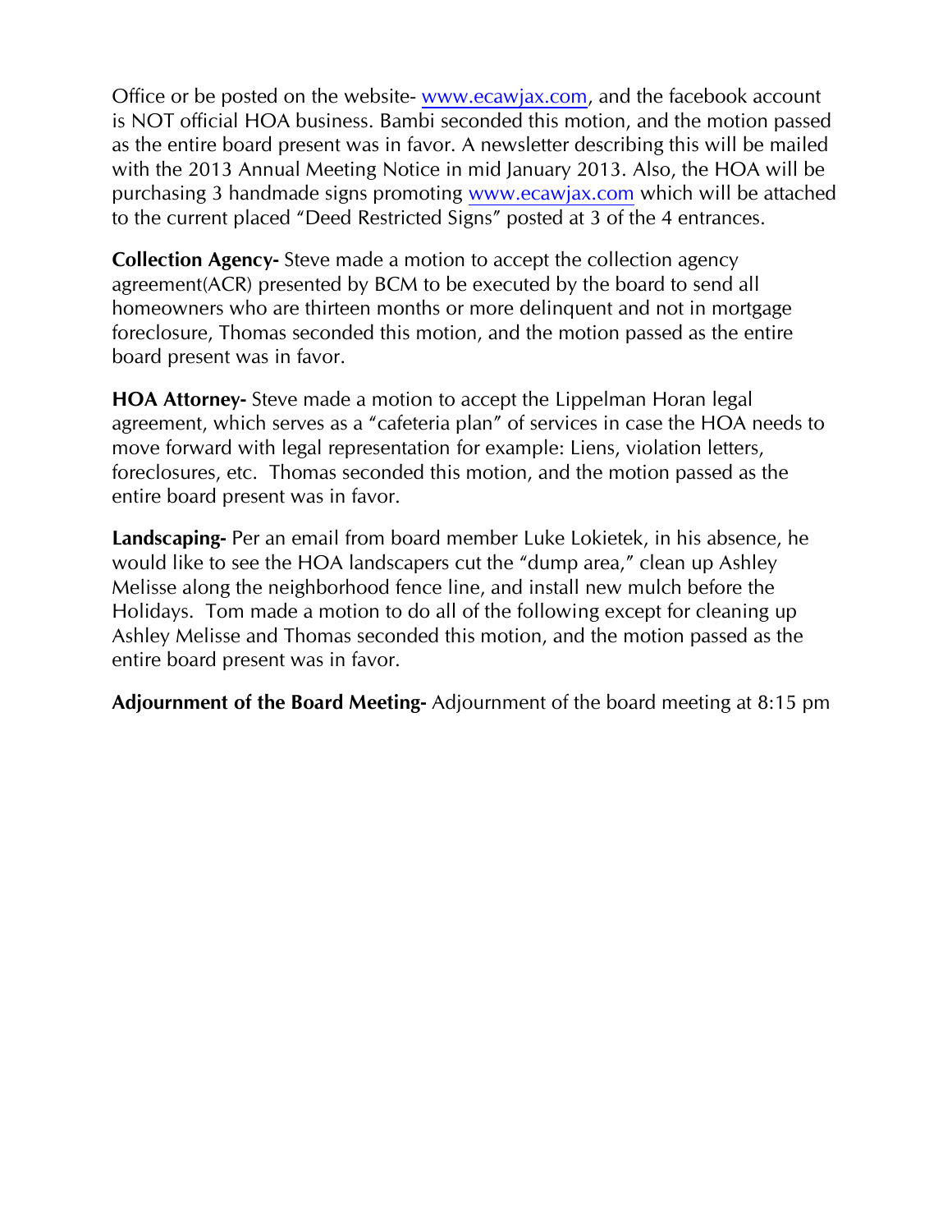Office or be posted on the website- www.ecawjax.com, and the facebook account is NOT official HOA business. Bambi seconded this motion, and the motion passed as the entire board present was in favor. A newsletter describing this will be mailed with the 2013 Annual Meeting Notice in mid January 2013. Also, the HOA will be purchasing 3 handmade signs promoting www.ecawjax.com which will be attached to the current placed "Deed Restricted Signs" posted at 3 of the 4 entrances.

**Collection Agency-** Steve made a motion to accept the collection agency agreement(ACR) presented by BCM to be executed by the board to send all homeowners who are thirteen months or more delinquent and not in mortgage foreclosure, Thomas seconded this motion, and the motion passed as the entire board present was in favor.

**HOA Attorney-** Steve made a motion to accept the Lippelman Horan legal agreement, which serves as a "cafeteria plan" of services in case the HOA needs to move forward with legal representation for example: Liens, violation letters, foreclosures, etc. Thomas seconded this motion, and the motion passed as the entire board present was in favor.

**Landscaping-** Per an email from board member Luke Lokietek, in his absence, he would like to see the HOA landscapers cut the "dump area," clean up Ashley Melisse along the neighborhood fence line, and install new mulch before the Holidays. Tom made a motion to do all of the following except for cleaning up Ashley Melisse and Thomas seconded this motion, and the motion passed as the entire board present was in favor.

**Adjournment of the Board Meeting-** Adjournment of the board meeting at 8:15 pm